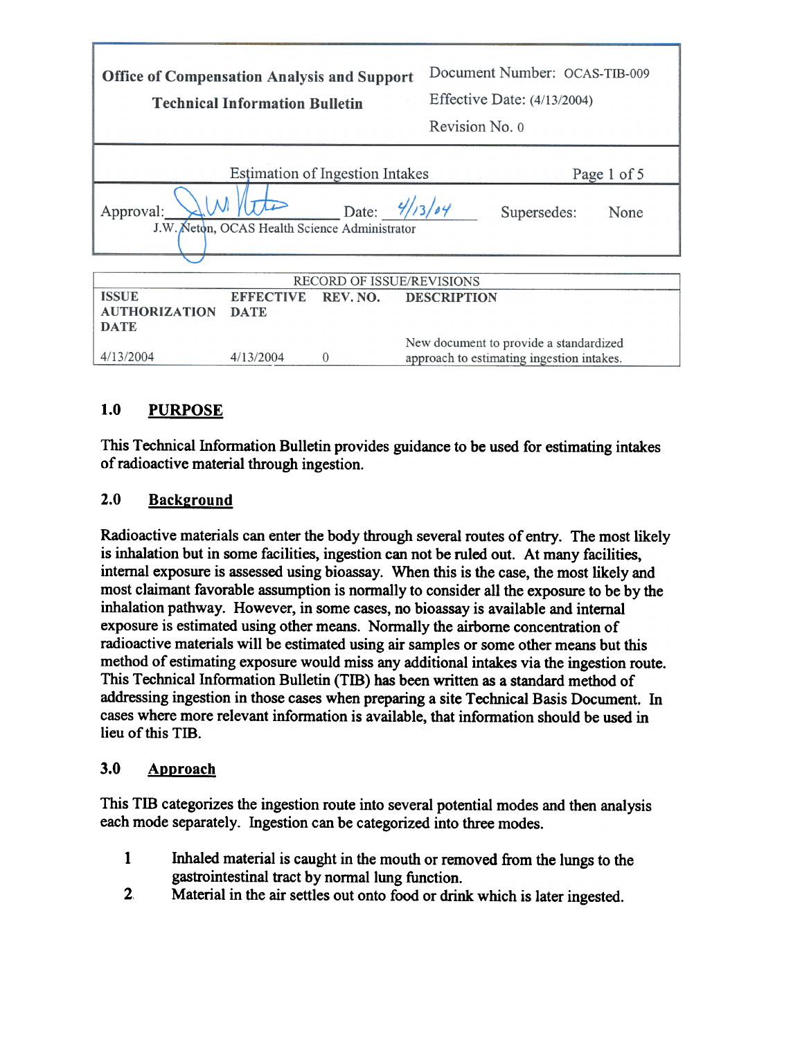| Office of Compensation Analysis and Support<br>Technical Information Bulletin | Document Number: OCAS-TIB-009<br>Effective Date: (4/13/2004)<br>Revision No. 0 |
|---|---|

Estimation of Ingestion Intakes

Approval: _[signature]_ Date: 4/13/04 Supersedes: None
J.W. Neton, OCAS Health Science Administrator

| RECORD OF ISSUE/REVISIONS | | | |
|---|---|---|---|
| **ISSUE AUTHORIZATION DATE** | **EFFECTIVE DATE** | **REV. NO.** | **DESCRIPTION** |
| 4/13/2004 | 4/13/2004 | 0 | New document to provide a standardized approach to estimating ingestion intakes. |

## 1.0 PURPOSE

This Technical Information Bulletin provides guidance to be used for estimating intakes of radioactive material through ingestion.

## 2.0 Background

Radioactive materials can enter the body through several routes of entry. The most likely is inhalation but in some facilities, ingestion can not be ruled out. At many facilities, internal exposure is assessed using bioassay. When this is the case, the most likely and most claimant favorable assumption is normally to consider all the exposure to be by the inhalation pathway. However, in some cases, no bioassay is available and internal exposure is estimated using other means. Normally the airborne concentration of radioactive materials will be estimated using air samples or some other means but this method of estimating exposure would miss any additional intakes via the ingestion route. This Technical Information Bulletin (TIB) has been written as a standard method of addressing ingestion in those cases when preparing a site Technical Basis Document. In cases where more relevant information is available, that information should be used in lieu of this TIB.

## 3.0 Approach

This TIB categorizes the ingestion route into several potential modes and then analysis each mode separately. Ingestion can be categorized into three modes.

1. Inhaled material is caught in the mouth or removed from the lungs to the gastrointestinal tract by normal lung function.
2. Material in the air settles out onto food or drink which is later ingested.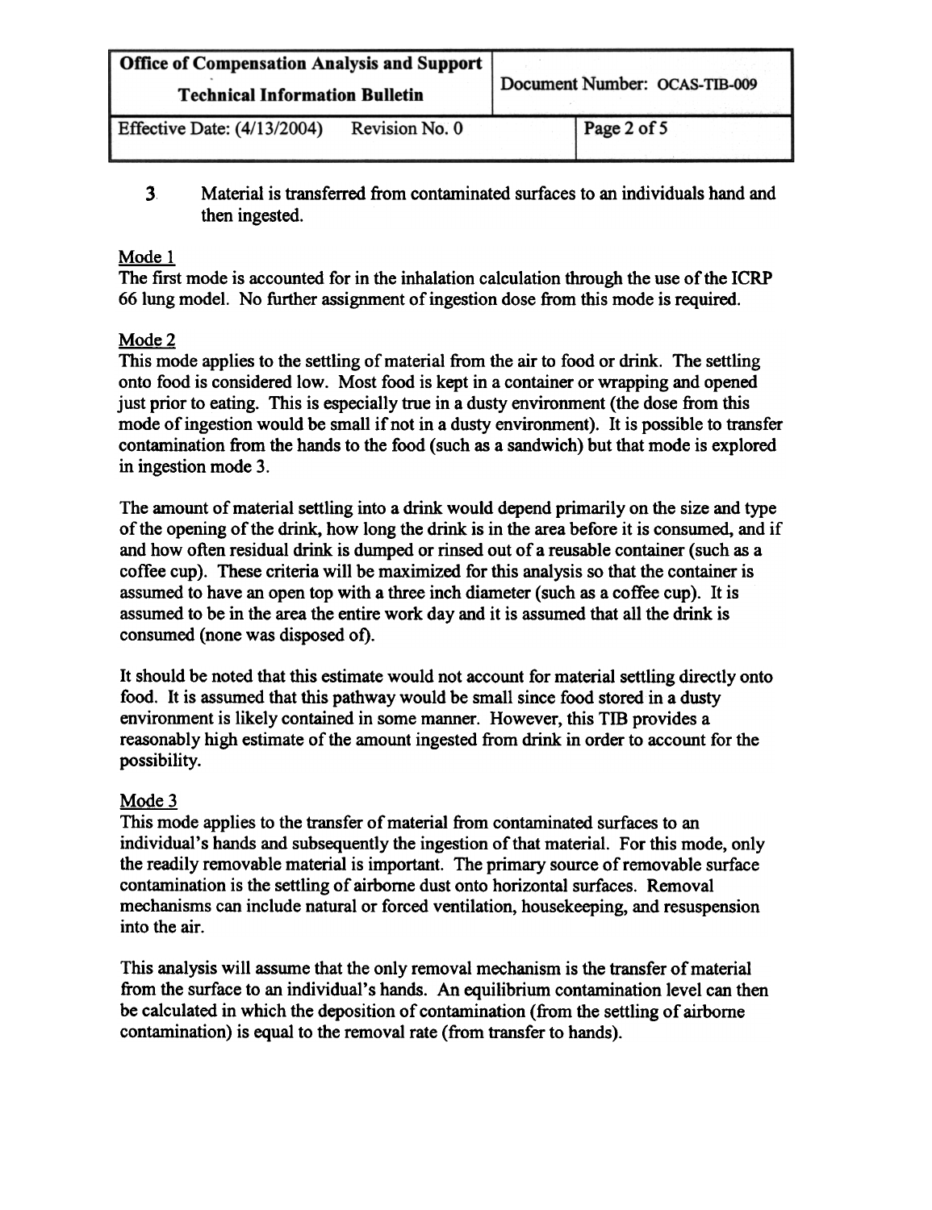3. Material is transferred from contaminated surfaces to an individuals hand and then ingested.

Mode 1

The first mode is accounted for in the inhalation calculation through the use of the ICRP 66 lung model. No further assignment of ingestion dose from this mode is required.

Mode 2

This mode applies to the settling of material from the air to food or drink. The settling onto food is considered low. Most food is kept in a container or wrapping and opened just prior to eating. This is especially true in a dusty environment (the dose from this mode of ingestion would be small if not in a dusty environment). It is possible to transfer contamination from the hands to the food (such as a sandwich) but that mode is explored in ingestion mode 3.

The amount of material settling into a drink would depend primarily on the size and type of the opening of the drink, how long the drink is in the area before it is consumed, and if and how often residual drink is dumped or rinsed out of a reusable container (such as a coffee cup). These criteria will be maximized for this analysis so that the container is assumed to have an open top with a three inch diameter (such as a coffee cup). It is assumed to be in the area the entire work day and it is assumed that all the drink is consumed (none was disposed of).

It should be noted that this estimate would not account for material settling directly onto food. It is assumed that this pathway would be small since food stored in a dusty environment is likely contained in some manner. However, this TIB provides a reasonably high estimate of the amount ingested from drink in order to account for the possibility.

Mode 3

This mode applies to the transfer of material from contaminated surfaces to an individual's hands and subsequently the ingestion of that material. For this mode, only the readily removable material is important. The primary source of removable surface contamination is the settling of airborne dust onto horizontal surfaces. Removal mechanisms can include natural or forced ventilation, housekeeping, and resuspension into the air.

This analysis will assume that the only removal mechanism is the transfer of material from the surface to an individual's hands. An equilibrium contamination level can then be calculated in which the deposition of contamination (from the settling of airborne contamination) is equal to the removal rate (from transfer to hands).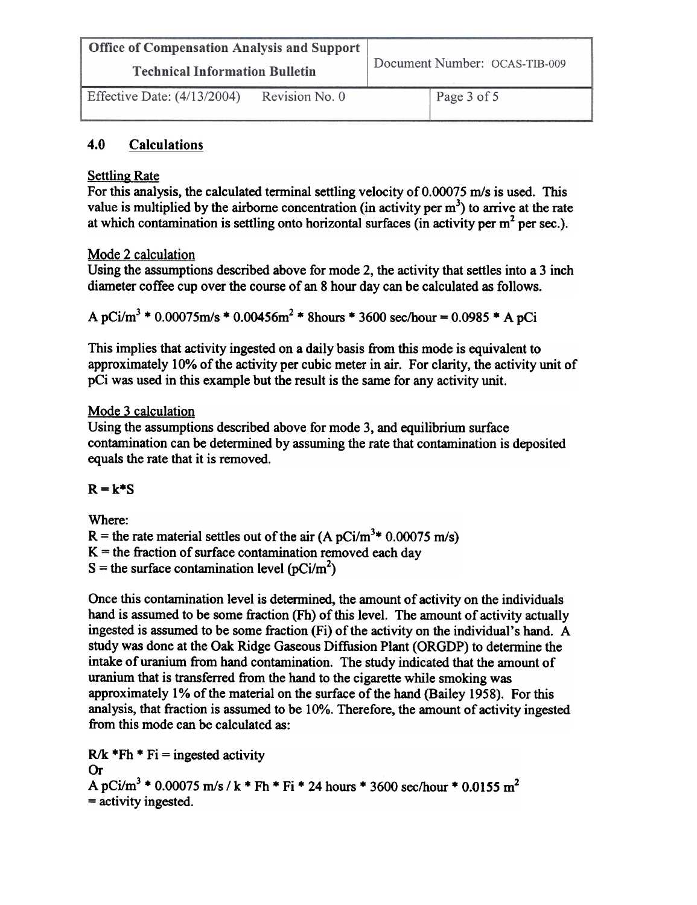## 4.0 Calculations

### Settling Rate

For this analysis, the calculated terminal settling velocity of 0.00075 m/s is used. This value is multiplied by the airborne concentration (in activity per $m^3$) to arrive at the rate at which contamination is settling onto horizontal surfaces (in activity per $m^2$ per sec.).

### Mode 2 calculation

Using the assumptions described above for mode 2, the activity that settles into a 3 inch diameter coffee cup over the course of an 8 hour day can be calculated as follows.

$$A \text{ pCi/m}^3 * 0.00075\text{m/s} * 0.00456\text{m}^2 * 8\text{hours} * 3600 \text{ sec/hour} = 0.0985 * A \text{ pCi}$$

This implies that activity ingested on a daily basis from this mode is equivalent to approximately 10% of the activity per cubic meter in air. For clarity, the activity unit of pCi was used in this example but the result is the same for any activity unit.

### Mode 3 calculation

Using the assumptions described above for mode 3, and equilibrium surface contamination can be determined by assuming the rate that contamination is deposited equals the rate that it is removed.

$$R = k*S$$

Where:

$R$ = the rate material settles out of the air ($A$ pCi/$m^3$* 0.00075 m/s)

$K$ = the fraction of surface contamination removed each day

$S$ = the surface contamination level (pCi/$m^2$)

Once this contamination level is determined, the amount of activity on the individuals hand is assumed to be some fraction ($F_h$) of this level. The amount of activity actually ingested is assumed to be some fraction ($F_i$) of the activity on the individual's hand. A study was done at the Oak Ridge Gaseous Diffusion Plant (ORGDP) to determine the intake of uranium from hand contamination. The study indicated that the amount of uranium that is transferred from the hand to the cigarette while smoking was approximately 1% of the material on the surface of the hand (Bailey 1958). For this analysis, that fraction is assumed to be 10%. Therefore, the amount of activity ingested from this mode can be calculated as:

$$R/k * F_h * F_i = \text{ingested activity}$$

Or

$$A \text{ pCi/m}^3 * 0.00075 \text{ m/s} / k * F_h * F_i * 24 \text{ hours} * 3600 \text{ sec/hour} * 0.0155 \text{ m}^2$$

= activity ingested.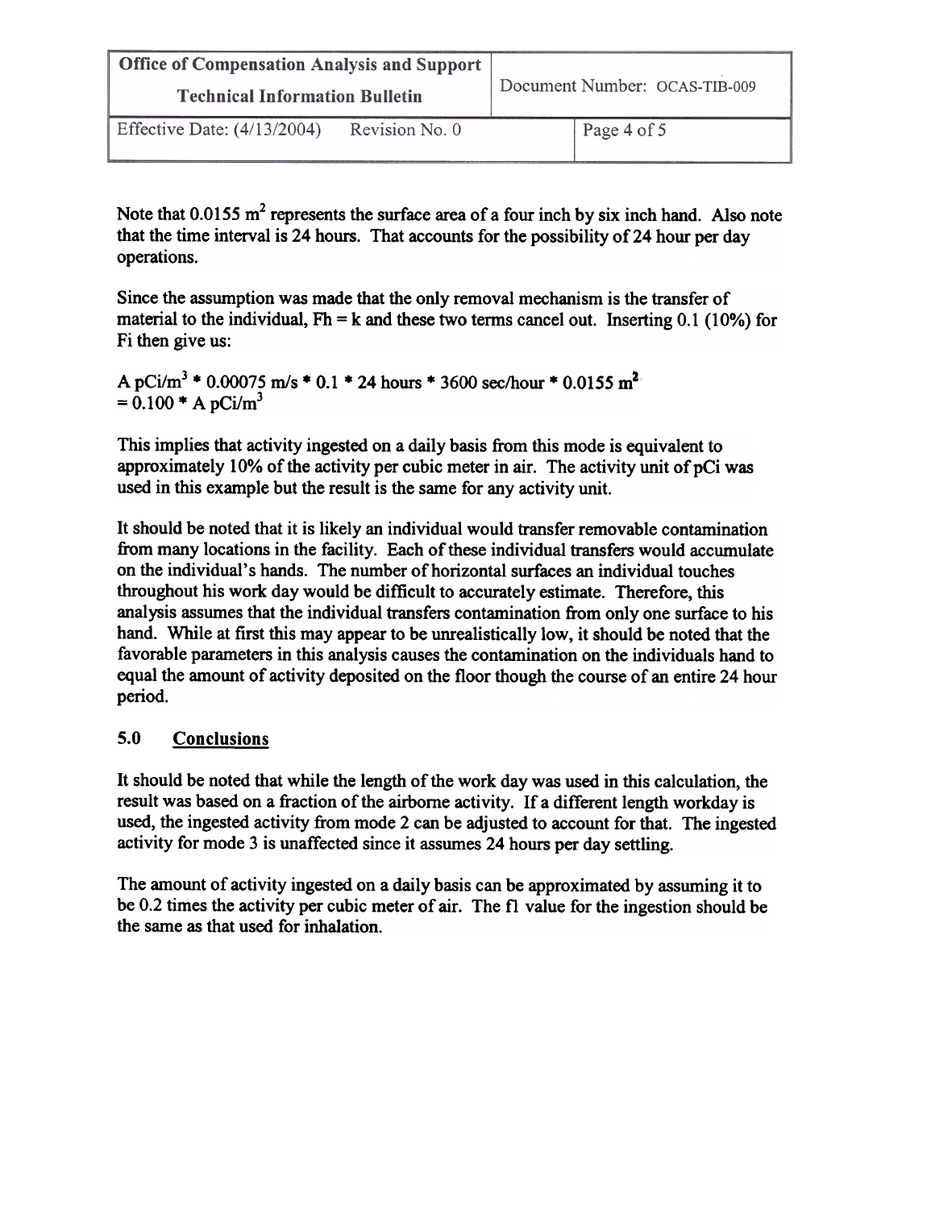Note that 0.0155 $m^2$ represents the surface area of a four inch by six inch hand. Also note that the time interval is 24 hours. That accounts for the possibility of 24 hour per day operations.

Since the assumption was made that the only removal mechanism is the transfer of material to the individual, $Fh = k$ and these two terms cancel out. Inserting 0.1 (10%) for Fi then give us:

$$A \text{ pCi/m}^3 * 0.00075 \text{ m/s} * 0.1 * 24 \text{ hours} * 3600 \text{ sec/hour} * 0.0155 \text{ m}^2$$
$$= 0.100 * A \text{ pCi/m}^3$$

This implies that activity ingested on a daily basis from this mode is equivalent to approximately 10% of the activity per cubic meter in air. The activity unit of pCi was used in this example but the result is the same for any activity unit.

It should be noted that it is likely an individual would transfer removable contamination from many locations in the facility. Each of these individual transfers would accumulate on the individual's hands. The number of horizontal surfaces an individual touches throughout his work day would be difficult to accurately estimate. Therefore, this analysis assumes that the individual transfers contamination from only one surface to his hand. While at first this may appear to be unrealistically low, it should be noted that the favorable parameters in this analysis causes the contamination on the individuals hand to equal the amount of activity deposited on the floor though the course of an entire 24 hour period.

## 5.0 Conclusions

It should be noted that while the length of the work day was used in this calculation, the result was based on a fraction of the airborne activity. If a different length workday is used, the ingested activity from mode 2 can be adjusted to account for that. The ingested activity for mode 3 is unaffected since it assumes 24 hours per day settling.

The amount of activity ingested on a daily basis can be approximated by assuming it to be 0.2 times the activity per cubic meter of air. The f1 value for the ingestion should be the same as that used for inhalation.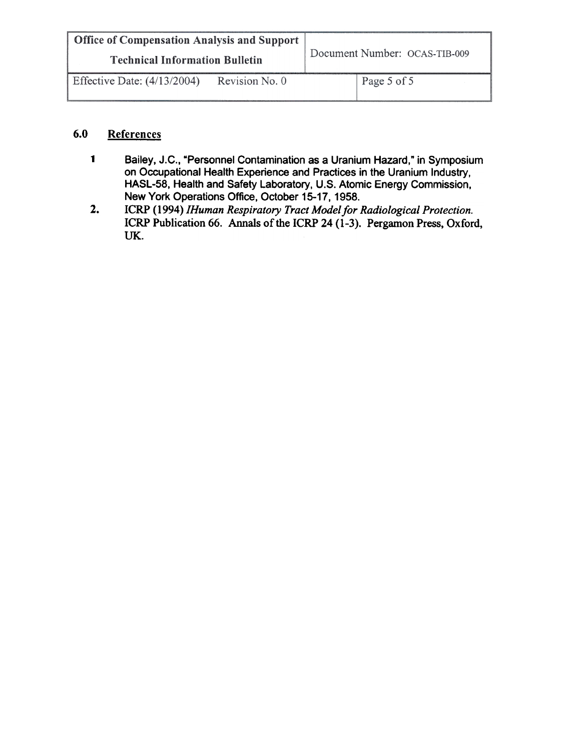## 6.0 References

1. Bailey, J.C., "Personnel Contamination as a Uranium Hazard," in Symposium on Occupational Health Experience and Practices in the Uranium Industry, HASL-58, Health and Safety Laboratory, U.S. Atomic Energy Commission, New York Operations Office, October 15-17, 1958.
2. ICRP (1994) *IHuman Respiratory Tract Model for Radiological Protection.* ICRP Publication 66. Annals of the ICRP 24 (1-3). Pergamon Press, Oxford, UK.